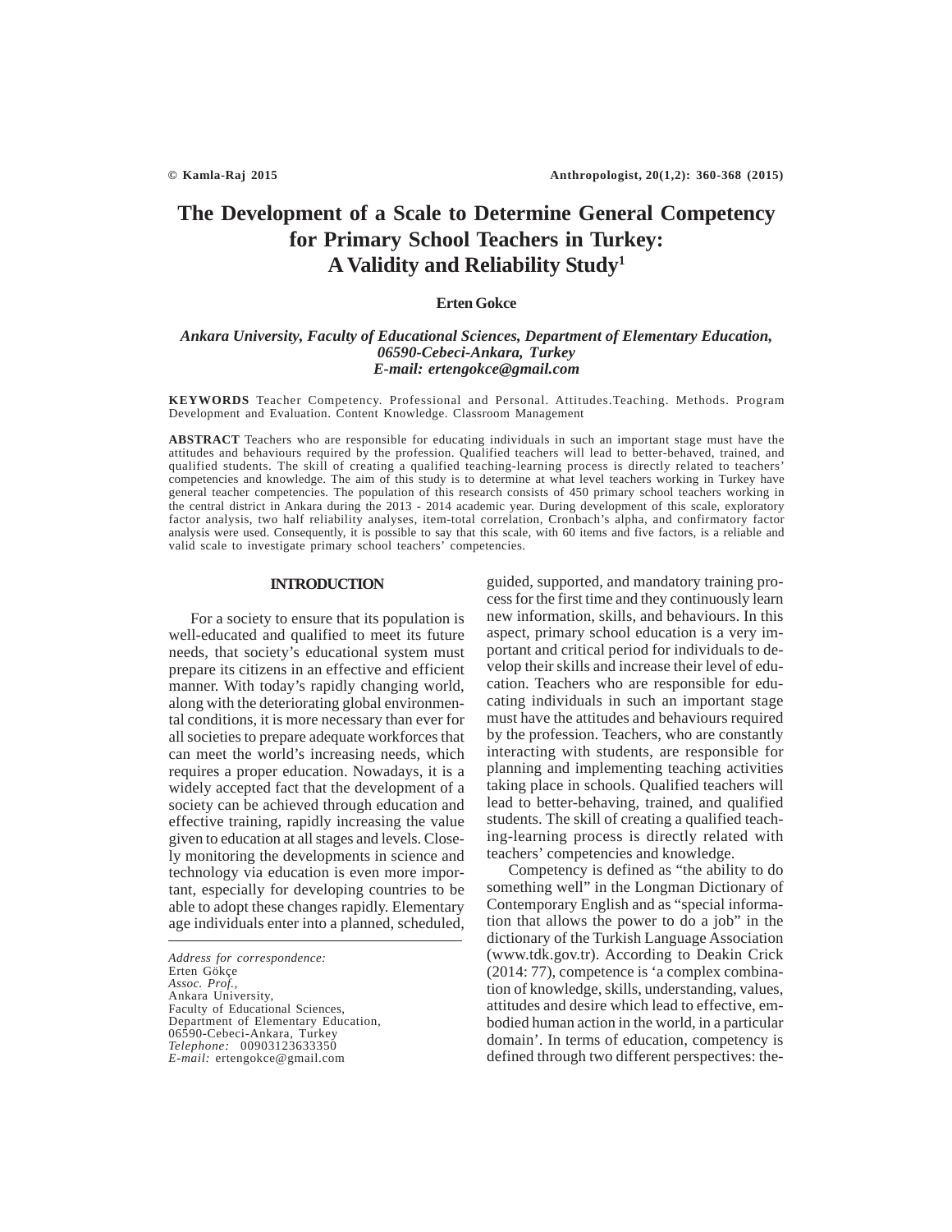# The Development of a Scale to Determine General Competency for Primary School Teachers in Turkey: A Validity and Reliability Study[1]

**Erten Gokce**

***Ankara University, Faculty of Educational Sciences, Department of Elementary Education, 06590-Cebeci-Ankara, Turkey***
***E-mail: ertengokce@gmail.com***

**KEYWORDS** Teacher Competency. Professional and Personal. Attitudes.Teaching. Methods. Program Development and Evaluation. Content Knowledge. Classroom Management

**ABSTRACT** Teachers who are responsible for educating individuals in such an important stage must have the attitudes and behaviours required by the profession. Qualified teachers will lead to better-behaved, trained, and qualified students. The skill of creating a qualified teaching-learning process is directly related to teachers' competencies and knowledge. The aim of this study is to determine at what level teachers working in Turkey have general teacher competencies. The population of this research consists of 450 primary school teachers working in the central district in Ankara during the 2013 - 2014 academic year. During development of this scale, exploratory factor analysis, two half reliability analyses, item-total correlation, Cronbach's alpha, and confirmatory factor analysis were used. Consequently, it is possible to say that this scale, with 60 items and five factors, is a reliable and valid scale to investigate primary school teachers' competencies.

## INTRODUCTION

For a society to ensure that its population is well-educated and qualified to meet its future needs, that society's educational system must prepare its citizens in an effective and efficient manner. With today's rapidly changing world, along with the deteriorating global environmental conditions, it is more necessary than ever for all societies to prepare adequate workforces that can meet the world's increasing needs, which requires a proper education. Nowadays, it is a widely accepted fact that the development of a society can be achieved through education and effective training, rapidly increasing the value given to education at all stages and levels. Closely monitoring the developments in science and technology via education is even more important, especially for developing countries to be able to adopt these changes rapidly. Elementary age individuals enter into a planned, scheduled, guided, supported, and mandatory training process for the first time and they continuously learn new information, skills, and behaviours. In this aspect, primary school education is a very important and critical period for individuals to develop their skills and increase their level of education. Teachers who are responsible for educating individuals in such an important stage must have the attitudes and behaviours required by the profession. Teachers, who are constantly interacting with students, are responsible for planning and implementing teaching activities taking place in schools. Qualified teachers will lead to better-behaving, trained, and qualified students. The skill of creating a qualified teaching-learning process is directly related with teachers' competencies and knowledge.

Competency is defined as "the ability to do something well" in the Longman Dictionary of Contemporary English and as "special information that allows the power to do a job" in the dictionary of the Turkish Language Association (www.tdk.gov.tr). According to Deakin Crick (2014: 77), competence is 'a complex combination of knowledge, skills, understanding, values, attitudes and desire which lead to effective, embodied human action in the world, in a particular domain'. In terms of education, competency is defined through two different perspectives: the-

*Address for correspondence:*
Erten Gökçe
*Assoc. Prof.,*
Ankara University,
Faculty of Educational Sciences,
Department of Elementary Education,
06590-Cebeci-Ankara, Turkey
*Telephone:* 00903123633350
*E-mail:* ertengokce@gmail.com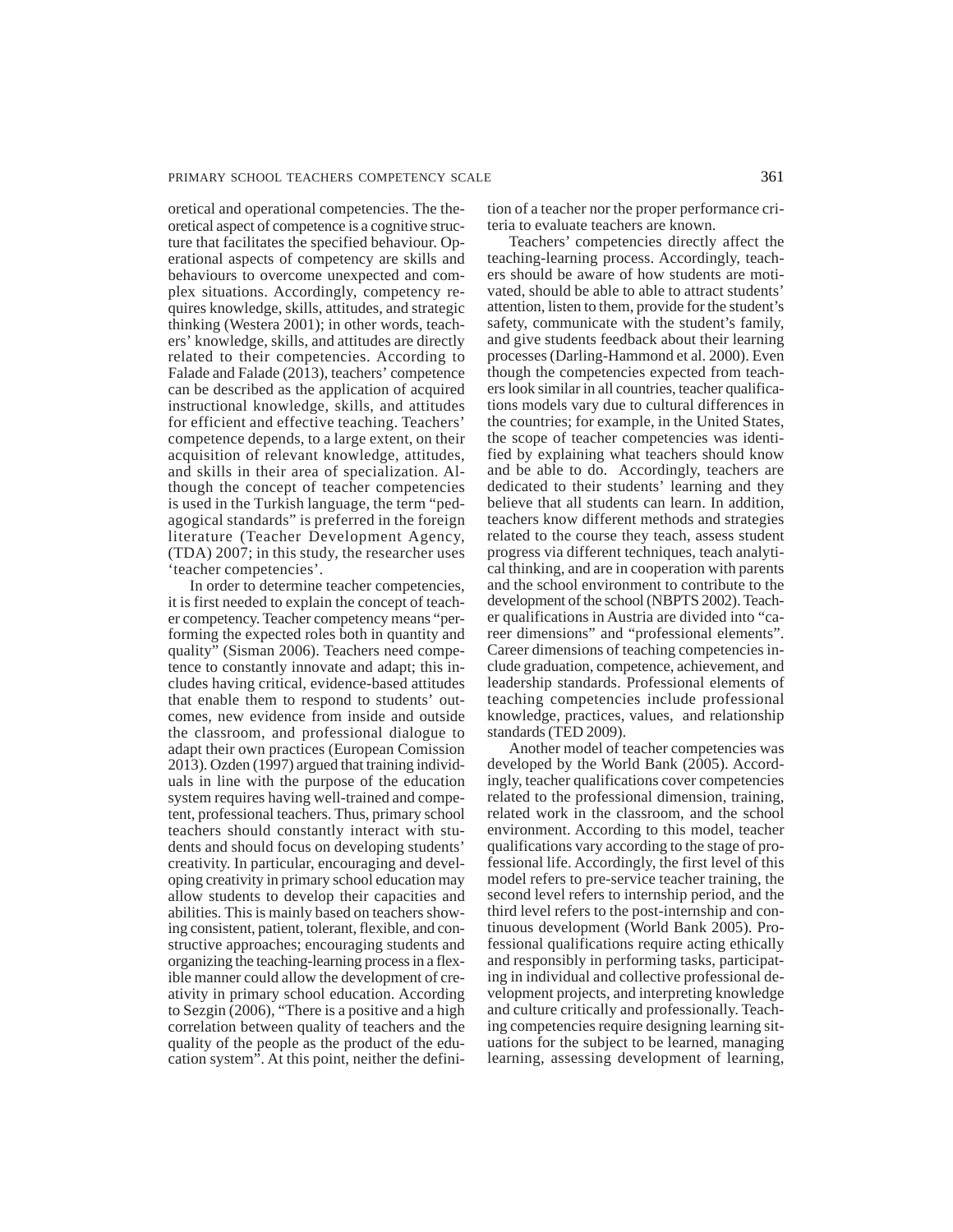oretical and operational competencies. The theoretical aspect of competence is a cognitive structure that facilitates the specified behaviour. Operational aspects of competency are skills and behaviours to overcome unexpected and complex situations. Accordingly, competency requires knowledge, skills, attitudes, and strategic thinking (Westera 2001); in other words, teachers' knowledge, skills, and attitudes are directly related to their competencies. According to Falade and Falade (2013), teachers' competence can be described as the application of acquired instructional knowledge, skills, and attitudes for efficient and effective teaching. Teachers' competence depends, to a large extent, on their acquisition of relevant knowledge, attitudes, and skills in their area of specialization. Although the concept of teacher competencies is used in the Turkish language, the term "pedagogical standards" is preferred in the foreign literature (Teacher Development Agency, (TDA) 2007; in this study, the researcher uses 'teacher competencies'.

In order to determine teacher competencies, it is first needed to explain the concept of teacher competency. Teacher competency means "performing the expected roles both in quantity and quality" (Sisman 2006). Teachers need competence to constantly innovate and adapt; this includes having critical, evidence-based attitudes that enable them to respond to students' outcomes, new evidence from inside and outside the classroom, and professional dialogue to adapt their own practices (European Comission 2013). Ozden (1997) argued that training individuals in line with the purpose of the education system requires having well-trained and competent, professional teachers. Thus, primary school teachers should constantly interact with students and should focus on developing students' creativity. In particular, encouraging and developing creativity in primary school education may allow students to develop their capacities and abilities. This is mainly based on teachers showing consistent, patient, tolerant, flexible, and constructive approaches; encouraging students and organizing the teaching-learning process in a flexible manner could allow the development of creativity in primary school education. According to Sezgin (2006), "There is a positive and a high correlation between quality of teachers and the quality of the people as the product of the education system". At this point, neither the definition of a teacher nor the proper performance criteria to evaluate teachers are known.

Teachers' competencies directly affect the teaching-learning process. Accordingly, teachers should be aware of how students are motivated, should be able to able to attract students' attention, listen to them, provide for the student's safety, communicate with the student's family, and give students feedback about their learning processes (Darling-Hammond et al. 2000). Even though the competencies expected from teachers look similar in all countries, teacher qualifications models vary due to cultural differences in the countries; for example, in the United States, the scope of teacher competencies was identified by explaining what teachers should know and be able to do. Accordingly, teachers are dedicated to their students' learning and they believe that all students can learn. In addition, teachers know different methods and strategies related to the course they teach, assess student progress via different techniques, teach analytical thinking, and are in cooperation with parents and the school environment to contribute to the development of the school (NBPTS 2002). Teacher qualifications in Austria are divided into "career dimensions" and "professional elements". Career dimensions of teaching competencies include graduation, competence, achievement, and leadership standards. Professional elements of teaching competencies include professional knowledge, practices, values, and relationship standards (TED 2009).

Another model of teacher competencies was developed by the World Bank (2005). Accordingly, teacher qualifications cover competencies related to the professional dimension, training, related work in the classroom, and the school environment. According to this model, teacher qualifications vary according to the stage of professional life. Accordingly, the first level of this model refers to pre-service teacher training, the second level refers to internship period, and the third level refers to the post-internship and continuous development (World Bank 2005). Professional qualifications require acting ethically and responsibly in performing tasks, participating in individual and collective professional development projects, and interpreting knowledge and culture critically and professionally. Teaching competencies require designing learning situations for the subject to be learned, managing learning, assessing development of learning,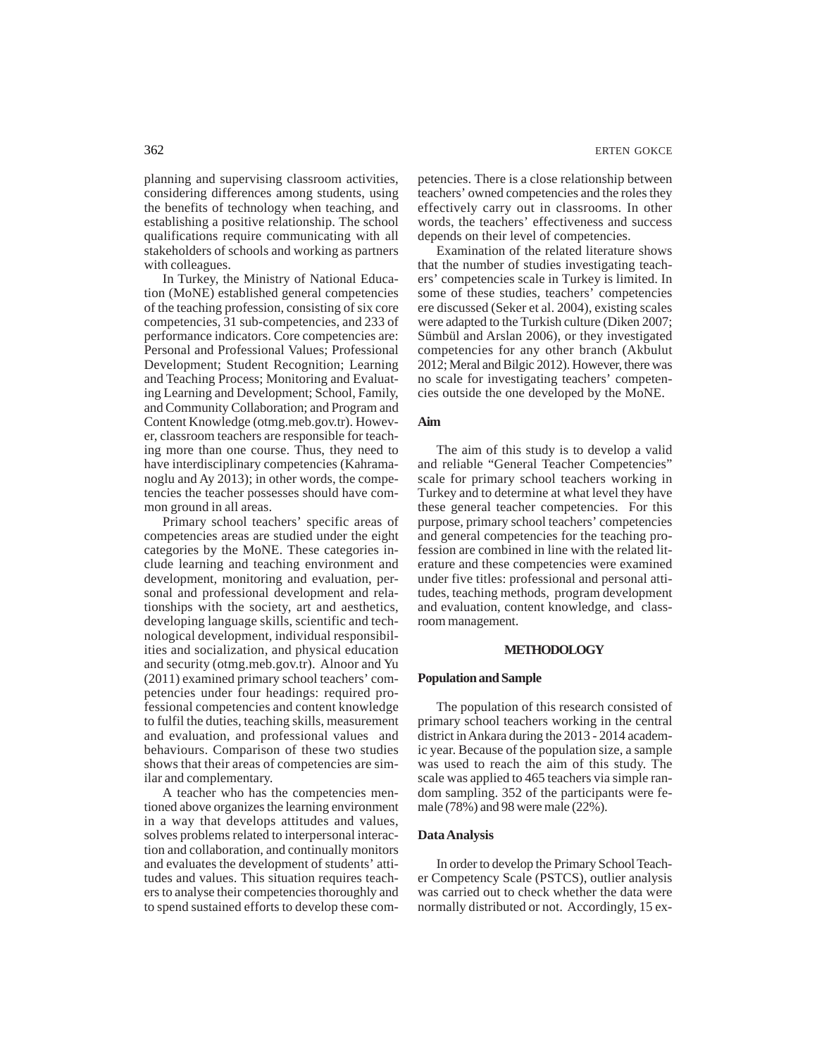planning and supervising classroom activities, considering differences among students, using the benefits of technology when teaching, and establishing a positive relationship. The school qualifications require communicating with all stakeholders of schools and working as partners with colleagues.

In Turkey, the Ministry of National Education (MoNE) established general competencies of the teaching profession, consisting of six core competencies, 31 sub-competencies, and 233 of performance indicators. Core competencies are: Personal and Professional Values; Professional Development; Student Recognition; Learning and Teaching Process; Monitoring and Evaluating Learning and Development; School, Family, and Community Collaboration; and Program and Content Knowledge (otmg.meb.gov.tr). However, classroom teachers are responsible for teaching more than one course. Thus, they need to have interdisciplinary competencies (Kahramanoglu and Ay 2013); in other words, the competencies the teacher possesses should have common ground in all areas.

Primary school teachers' specific areas of competencies areas are studied under the eight categories by the MoNE. These categories include learning and teaching environment and development, monitoring and evaluation, personal and professional development and relationships with the society, art and aesthetics, developing language skills, scientific and technological development, individual responsibilities and socialization, and physical education and security (otmg.meb.gov.tr). Alnoor and Yu (2011) examined primary school teachers' competencies under four headings: required professional competencies and content knowledge to fulfil the duties, teaching skills, measurement and evaluation, and professional values and behaviours. Comparison of these two studies shows that their areas of competencies are similar and complementary.

A teacher who has the competencies mentioned above organizes the learning environment in a way that develops attitudes and values, solves problems related to interpersonal interaction and collaboration, and continually monitors and evaluates the development of students' attitudes and values. This situation requires teachers to analyse their competencies thoroughly and to spend sustained efforts to develop these competencies. There is a close relationship between teachers' owned competencies and the roles they effectively carry out in classrooms. In other words, the teachers' effectiveness and success depends on their level of competencies.

Examination of the related literature shows that the number of studies investigating teachers' competencies scale in Turkey is limited. In some of these studies, teachers' competencies ere discussed (Seker et al. 2004), existing scales were adapted to the Turkish culture (Diken 2007; Sümbül and Arslan 2006), or they investigated competencies for any other branch (Akbulut 2012; Meral and Bilgic 2012). However, there was no scale for investigating teachers' competencies outside the one developed by the MoNE.

### Aim

The aim of this study is to develop a valid and reliable "General Teacher Competencies" scale for primary school teachers working in Turkey and to determine at what level they have these general teacher competencies. For this purpose, primary school teachers' competencies and general competencies for the teaching profession are combined in line with the related literature and these competencies were examined under five titles: professional and personal attitudes, teaching methods, program development and evaluation, content knowledge, and classroom management.

## METHODOLOGY

### Population and Sample

The population of this research consisted of primary school teachers working in the central district in Ankara during the 2013 - 2014 academic year. Because of the population size, a sample was used to reach the aim of this study. The scale was applied to 465 teachers via simple random sampling. 352 of the participants were female (78%) and 98 were male (22%).

### Data Analysis

In order to develop the Primary School Teacher Competency Scale (PSTCS), outlier analysis was carried out to check whether the data were normally distributed or not. Accordingly, 15 ex-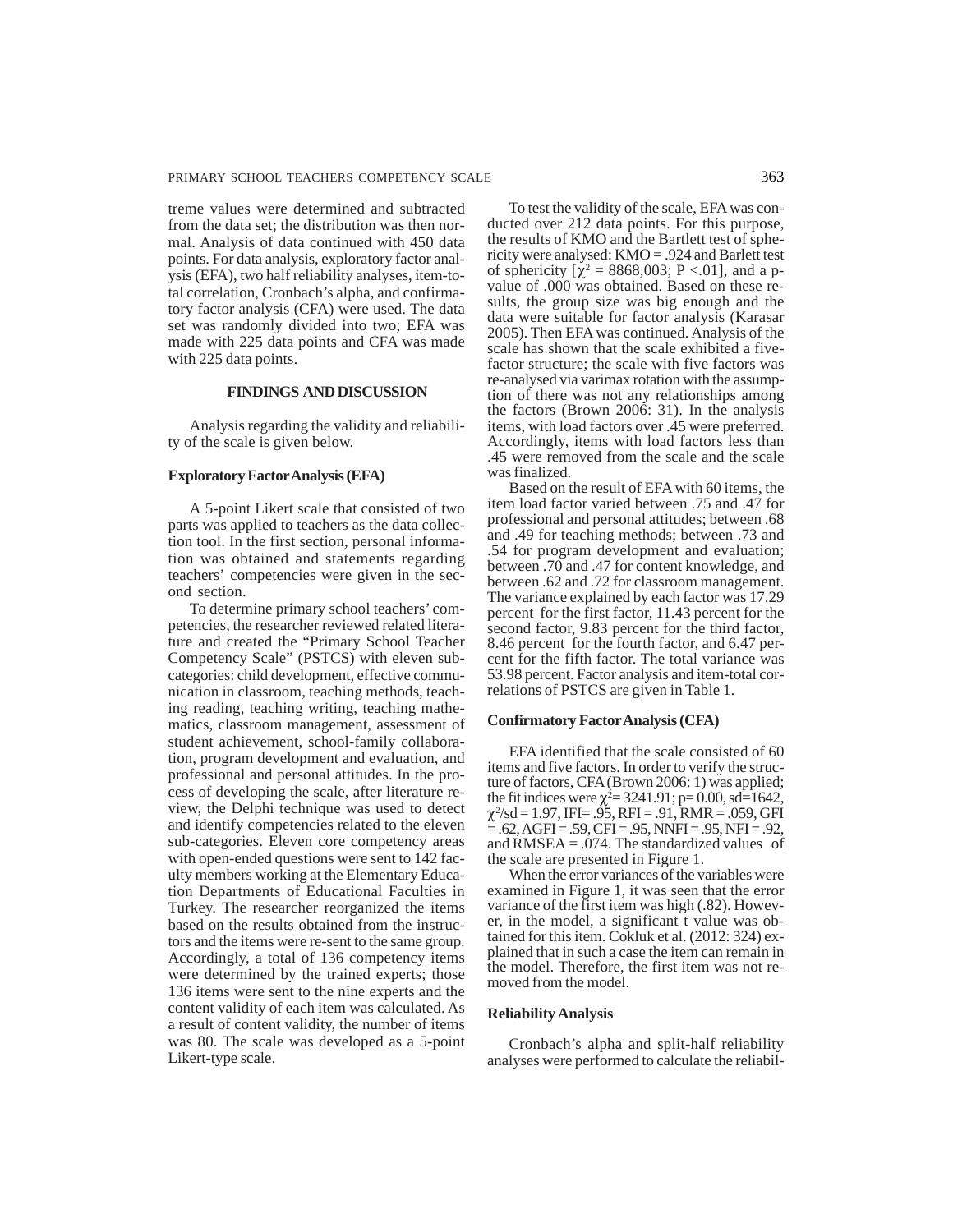treme values were determined and subtracted from the data set; the distribution was then normal. Analysis of data continued with 450 data points. For data analysis, exploratory factor analysis (EFA), two half reliability analyses, item-total correlation, Cronbach's alpha, and confirmatory factor analysis (CFA) were used. The data set was randomly divided into two; EFA was made with 225 data points and CFA was made with 225 data points.

## FINDINGS AND DISCUSSION

Analysis regarding the validity and reliability of the scale is given below.

### Exploratory Factor Analysis (EFA)

A 5-point Likert scale that consisted of two parts was applied to teachers as the data collection tool. In the first section, personal information was obtained and statements regarding teachers' competencies were given in the second section.

To determine primary school teachers' competencies, the researcher reviewed related literature and created the "Primary School Teacher Competency Scale" (PSTCS) with eleven subcategories: child development, effective communication in classroom, teaching methods, teaching reading, teaching writing, teaching mathematics, classroom management, assessment of student achievement, school-family collaboration, program development and evaluation, and professional and personal attitudes. In the process of developing the scale, after literature review, the Delphi technique was used to detect and identify competencies related to the eleven sub-categories. Eleven core competency areas with open-ended questions were sent to 142 faculty members working at the Elementary Education Departments of Educational Faculties in Turkey. The researcher reorganized the items based on the results obtained from the instructors and the items were re-sent to the same group. Accordingly, a total of 136 competency items were determined by the trained experts; those 136 items were sent to the nine experts and the content validity of each item was calculated. As a result of content validity, the number of items was 80. The scale was developed as a 5-point Likert-type scale.

To test the validity of the scale, EFA was conducted over 212 data points. For this purpose, the results of KMO and the Bartlett test of sphericity were analysed: KMO = .924 and Barlett test of sphericity [$\chi^2$ = 8868,003; P <.01], and a p-value of .000 was obtained. Based on these results, the group size was big enough and the data were suitable for factor analysis (Karasar 2005). Then EFA was continued. Analysis of the scale has shown that the scale exhibited a five-factor structure; the scale with five factors was re-analysed via varimax rotation with the assumption of there was not any relationships among the factors (Brown 2006: 31). In the analysis items, with load factors over .45 were preferred. Accordingly, items with load factors less than .45 were removed from the scale and the scale was finalized.

Based on the result of EFA with 60 items, the item load factor varied between .75 and .47 for professional and personal attitudes; between .68 and .49 for teaching methods; between .73 and .54 for program development and evaluation; between .70 and .47 for content knowledge, and between .62 and .72 for classroom management. The variance explained by each factor was 17.29 percent for the first factor, 11.43 percent for the second factor, 9.83 percent for the third factor, 8.46 percent for the fourth factor, and 6.47 percent for the fifth factor. The total variance was 53.98 percent. Factor analysis and item-total correlations of PSTCS are given in Table 1.

### Confirmatory Factor Analysis (CFA)

EFA identified that the scale consisted of 60 items and five factors. In order to verify the structure of factors, CFA (Brown 2006: 1) was applied; the fit indices were $\chi^2$= 3241.91; p= 0.00, sd=1642, $\chi^2$/sd = 1.97, IFI= .95, RFI = .91, RMR = .059, GFI = .62, AGFI = .59, CFI = .95, NNFI = .95, NFI = .92, and RMSEA = .074. The standardized values of the scale are presented in Figure 1.

When the error variances of the variables were examined in Figure 1, it was seen that the error variance of the first item was high (.82). However, in the model, a significant t value was obtained for this item. Cokluk et al. (2012: 324) explained that in such a case the item can remain in the model. Therefore, the first item was not removed from the model.

### Reliability Analysis

Cronbach's alpha and split-half reliability analyses were performed to calculate the reliabil-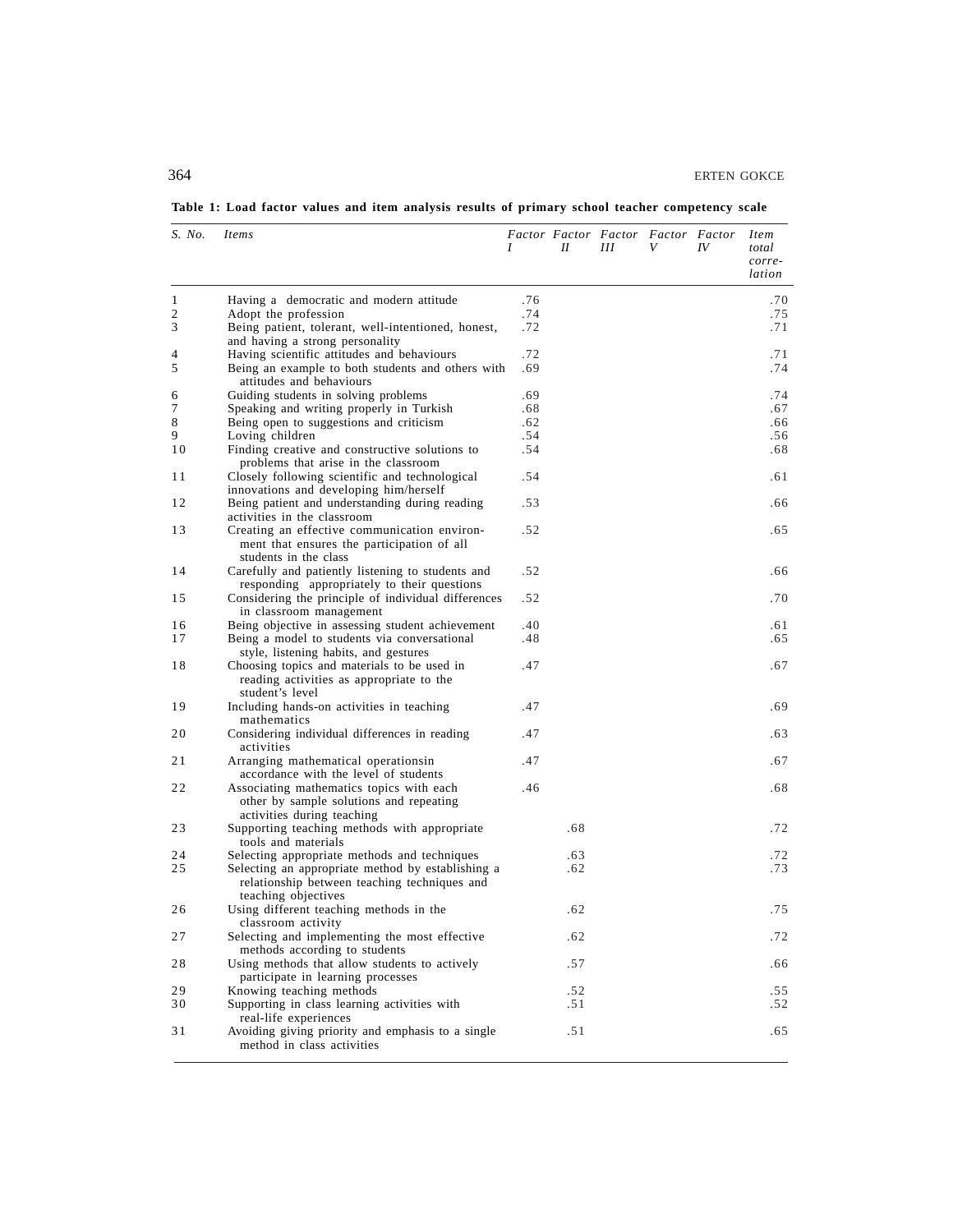**Table 1: Load factor values and item analysis results of primary school teacher competency scale**

| *S. No.* | *Items* | *Factor I* | *Factor II* | *Factor III* | *Factor V* | *Factor IV* | *Item total corre-lation* |
|---|---|---|---|---|---|---|---|
| 1 | Having a democratic and modern attitude | .76 | | | | | .70 |
| 2 | Adopt the profession | .74 | | | | | .75 |
| 3 | Being patient, tolerant, well-intentioned, honest, and having a strong personality | .72 | | | | | .71 |
| 4 | Having scientific attitudes and behaviours | .72 | | | | | .71 |
| 5 | Being an example to both students and others with attitudes and behaviours | .69 | | | | | .74 |
| 6 | Guiding students in solving problems | .69 | | | | | .74 |
| 7 | Speaking and writing properly in Turkish | .68 | | | | | .67 |
| 8 | Being open to suggestions and criticism | .62 | | | | | .66 |
| 9 | Loving children | .54 | | | | | .56 |
| 10 | Finding creative and constructive solutions to problems that arise in the classroom | .54 | | | | | .68 |
| 11 | Closely following scientific and technological innovations and developing him/herself | .54 | | | | | .61 |
| 12 | Being patient and understanding during reading activities in the classroom | .53 | | | | | .66 |
| 13 | Creating an effective communication environ-ment that ensures the participation of all students in the class | .52 | | | | | .65 |
| 14 | Carefully and patiently listening to students and responding appropriately to their questions | .52 | | | | | .66 |
| 15 | Considering the principle of individual differences in classroom management | .52 | | | | | .70 |
| 16 | Being objective in assessing student achievement | .40 | | | | | .61 |
| 17 | Being a model to students via conversational style, listening habits, and gestures | .48 | | | | | .65 |
| 18 | Choosing topics and materials to be used in reading activities as appropriate to the student's level | .47 | | | | | .67 |
| 19 | Including hands-on activities in teaching mathematics | .47 | | | | | .69 |
| 20 | Considering individual differences in reading activities | .47 | | | | | .63 |
| 21 | Arranging mathematical operationsin accordance with the level of students | .47 | | | | | .67 |
| 22 | Associating mathematics topics with each other by sample solutions and repeating activities during teaching | .46 | | | | | .68 |
| 23 | Supporting teaching methods with appropriate tools and materials | | .68 | | | | .72 |
| 24 | Selecting appropriate methods and techniques | | .63 | | | | .72 |
| 25 | Selecting an appropriate method by establishing a relationship between teaching techniques and teaching objectives | | .62 | | | | .73 |
| 26 | Using different teaching methods in the classroom activity | | .62 | | | | .75 |
| 27 | Selecting and implementing the most effective methods according to students | | .62 | | | | .72 |
| 28 | Using methods that allow students to actively participate in learning processes | | .57 | | | | .66 |
| 29 | Knowing teaching methods | | .52 | | | | .55 |
| 30 | Supporting in class learning activities with real-life experiences | | .51 | | | | .52 |
| 31 | Avoiding giving priority and emphasis to a single method in class activities | | .51 | | | | .65 |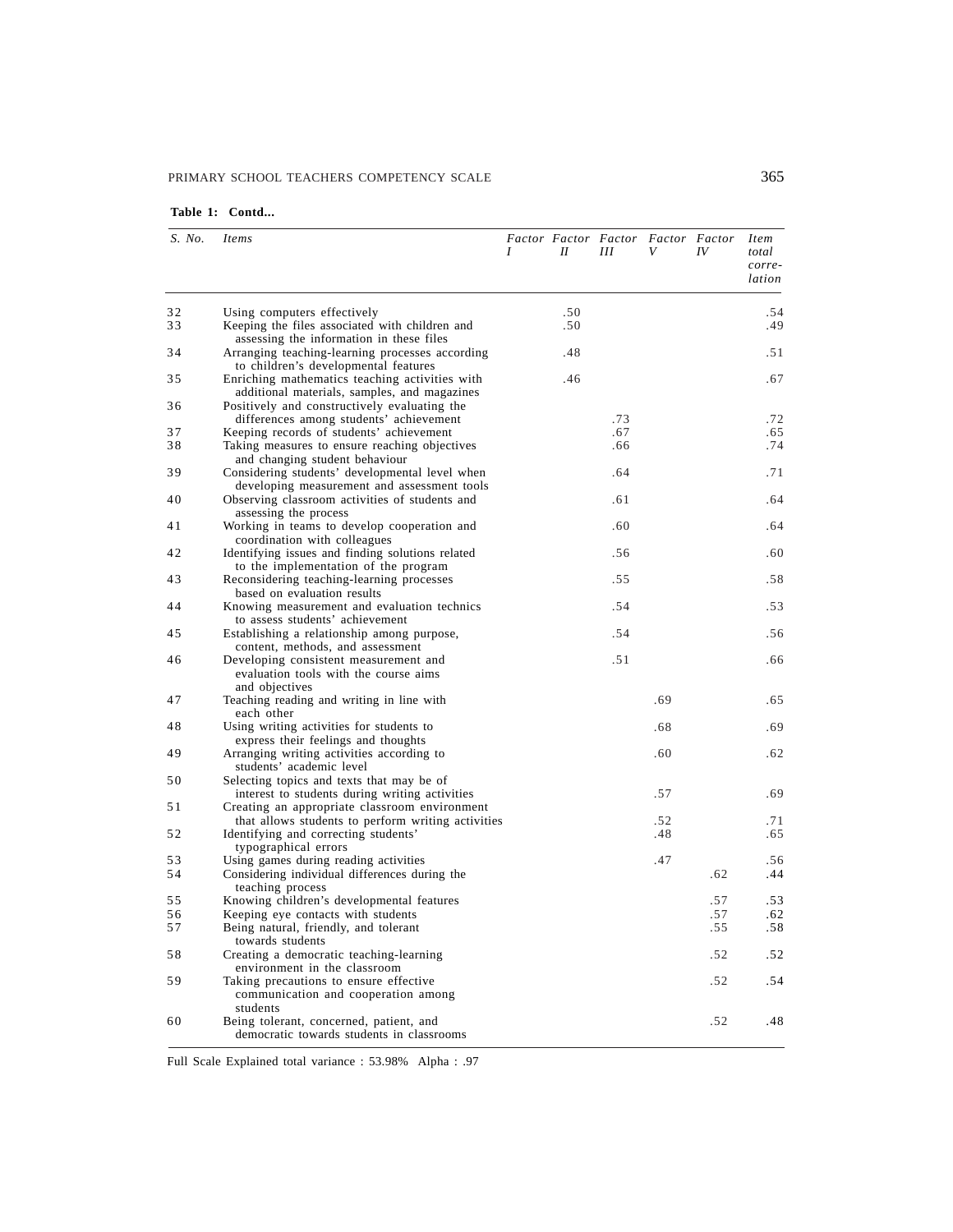**Table 1: Contd...**

| S. No. | Items | Factor I | Factor II | Factor III | Factor V | Factor IV | Item total corre-lation |
|---|---|---|---|---|---|---|---|
| 32 | Using computers effectively | | .50 | | | | .54 |
| 33 | Keeping the files associated with children and assessing the information in these files | | .50 | | | | .49 |
| 34 | Arranging teaching-learning processes according to children's developmental features | | .48 | | | | .51 |
| 35 | Enriching mathematics teaching activities with additional materials, samples, and magazines | | .46 | | | | .67 |
| 36 | Positively and constructively evaluating the differences among students' achievement | | | .73 | | | .72 |
| 37 | Keeping records of students' achievement | | | .67 | | | .65 |
| 38 | Taking measures to ensure reaching objectives and changing student behaviour | | | .66 | | | .74 |
| 39 | Considering students' developmental level when developing measurement and assessment tools | | | .64 | | | .71 |
| 40 | Observing classroom activities of students and assessing the process | | | .61 | | | .64 |
| 41 | Working in teams to develop cooperation and coordination with colleagues | | | .60 | | | .64 |
| 42 | Identifying issues and finding solutions related to the implementation of the program | | | .56 | | | .60 |
| 43 | Reconsidering teaching-learning processes based on evaluation results | | | .55 | | | .58 |
| 44 | Knowing measurement and evaluation technics to assess students' achievement | | | .54 | | | .53 |
| 45 | Establishing a relationship among purpose, content, methods, and assessment | | | .54 | | | .56 |
| 46 | Developing consistent measurement and evaluation tools with the course aims and objectives | | | .51 | | | .66 |
| 47 | Teaching reading and writing in line with each other | | | | .69 | | .65 |
| 48 | Using writing activities for students to express their feelings and thoughts | | | | .68 | | .69 |
| 49 | Arranging writing activities according to students' academic level | | | | .60 | | .62 |
| 50 | Selecting topics and texts that may be of interest to students during writing activities | | | | .57 | | .69 |
| 51 | Creating an appropriate classroom environment that allows students to perform writing activities | | | | .52 | | .71 |
| 52 | Identifying and correcting students' typographical errors | | | | .48 | | .65 |
| 53 | Using games during reading activities | | | | .47 | | .56 |
| 54 | Considering individual differences during the teaching process | | | | | .62 | .44 |
| 55 | Knowing children's developmental features | | | | | .57 | .53 |
| 56 | Keeping eye contacts with students | | | | | .57 | .62 |
| 57 | Being natural, friendly, and tolerant towards students | | | | | .55 | .58 |
| 58 | Creating a democratic teaching-learning environment in the classroom | | | | | .52 | .52 |
| 59 | Taking precautions to ensure effective communication and cooperation among students | | | | | .52 | .54 |
| 60 | Being tolerant, concerned, patient, and democratic towards students in classrooms | | | | | .52 | .48 |

Full Scale Explained total variance : 53.98% Alpha : .97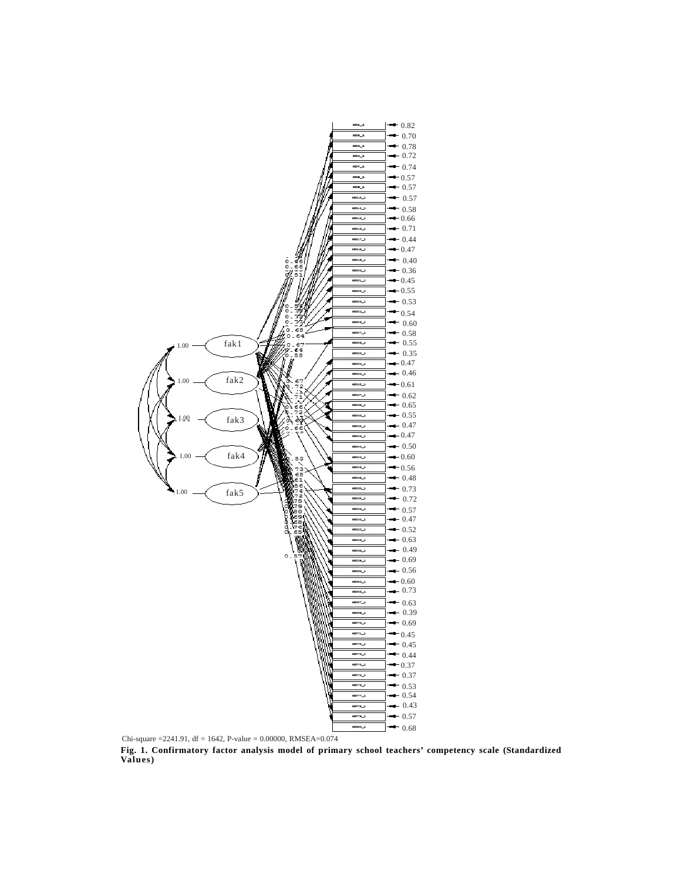Chi-square =2241.91, df = 1642, P-value = 0.00000, RMSEA=0.074

**Fig. 1. Confirmatory factor analysis model of primary school teachers' competency scale (Standardized Values)**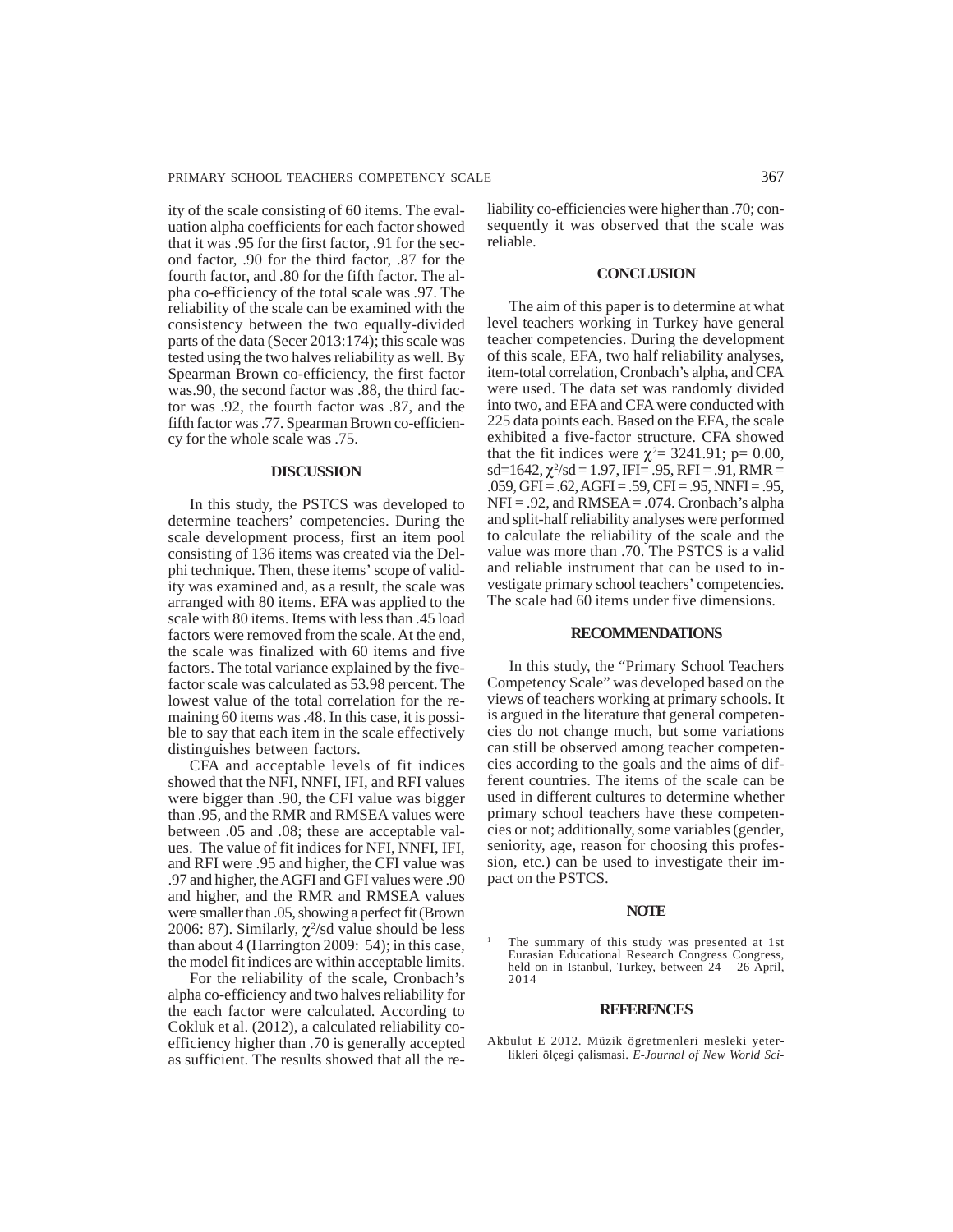ity of the scale consisting of 60 items. The evaluation alpha coefficients for each factor showed that it was .95 for the first factor, .91 for the second factor, .90 for the third factor, .87 for the fourth factor, and .80 for the fifth factor. The alpha co-efficiency of the total scale was .97. The reliability of the scale can be examined with the consistency between the two equally-divided parts of the data (Secer 2013:174); this scale was tested using the two halves reliability as well. By Spearman Brown co-efficiency, the first factor was.90, the second factor was .88, the third factor was .92, the fourth factor was .87, and the fifth factor was .77. Spearman Brown co-efficiency for the whole scale was .75.

## DISCUSSION

In this study, the PSTCS was developed to determine teachers' competencies. During the scale development process, first an item pool consisting of 136 items was created via the Delphi technique. Then, these items' scope of validity was examined and, as a result, the scale was arranged with 80 items. EFA was applied to the scale with 80 items. Items with less than .45 load factors were removed from the scale. At the end, the scale was finalized with 60 items and five factors. The total variance explained by the five-factor scale was calculated as 53.98 percent. The lowest value of the total correlation for the remaining 60 items was .48. In this case, it is possible to say that each item in the scale effectively distinguishes between factors.

CFA and acceptable levels of fit indices showed that the NFI, NNFI, IFI, and RFI values were bigger than .90, the CFI value was bigger than .95, and the RMR and RMSEA values were between .05 and .08; these are acceptable values. The value of fit indices for NFI, NNFI, IFI, and RFI were .95 and higher, the CFI value was .97 and higher, the AGFI and GFI values were .90 and higher, and the RMR and RMSEA values were smaller than .05, showing a perfect fit (Brown 2006: 87). Similarly, $\chi^2$/sd value should be less than about 4 (Harrington 2009: 54); in this case, the model fit indices are within acceptable limits.

For the reliability of the scale, Cronbach's alpha co-efficiency and two halves reliability for the each factor were calculated. According to Cokluk et al. (2012), a calculated reliability co-efficiency higher than .70 is generally accepted as sufficient. The results showed that all the reliability co-efficiencies were higher than .70; consequently it was observed that the scale was reliable.

## CONCLUSION

The aim of this paper is to determine at what level teachers working in Turkey have general teacher competencies. During the development of this scale, EFA, two half reliability analyses, item-total correlation, Cronbach's alpha, and CFA were used. The data set was randomly divided into two, and EFA and CFA were conducted with 225 data points each. Based on the EFA, the scale exhibited a five-factor structure. CFA showed that the fit indices were $\chi^2$= 3241.91; p= 0.00, sd=1642, $\chi^2$/sd = 1.97, IFI= .95, RFI = .91, RMR = .059, GFI = .62, AGFI = .59, CFI = .95, NNFI = .95, NFI = .92, and RMSEA = .074. Cronbach's alpha and split-half reliability analyses were performed to calculate the reliability of the scale and the value was more than .70. The PSTCS is a valid and reliable instrument that can be used to investigate primary school teachers' competencies. The scale had 60 items under five dimensions.

## RECOMMENDATIONS

In this study, the "Primary School Teachers Competency Scale" was developed based on the views of teachers working at primary schools. It is argued in the literature that general competencies do not change much, but some variations can still be observed among teacher competencies according to the goals and the aims of different countries. The items of the scale can be used in different cultures to determine whether primary school teachers have these competencies or not; additionally, some variables (gender, seniority, age, reason for choosing this profession, etc.) can be used to investigate their impact on the PSTCS.

## NOTE

[1] The summary of this study was presented at 1st Eurasian Educational Research Congress Congress, held on in Istanbul, Turkey, between 24 – 26 April, 2014

## REFERENCES

Akbulut E 2012. Müzik ögretmenleri mesleki yeterlikleri ölçegi çalismasi. *E-Journal of New World Sci-*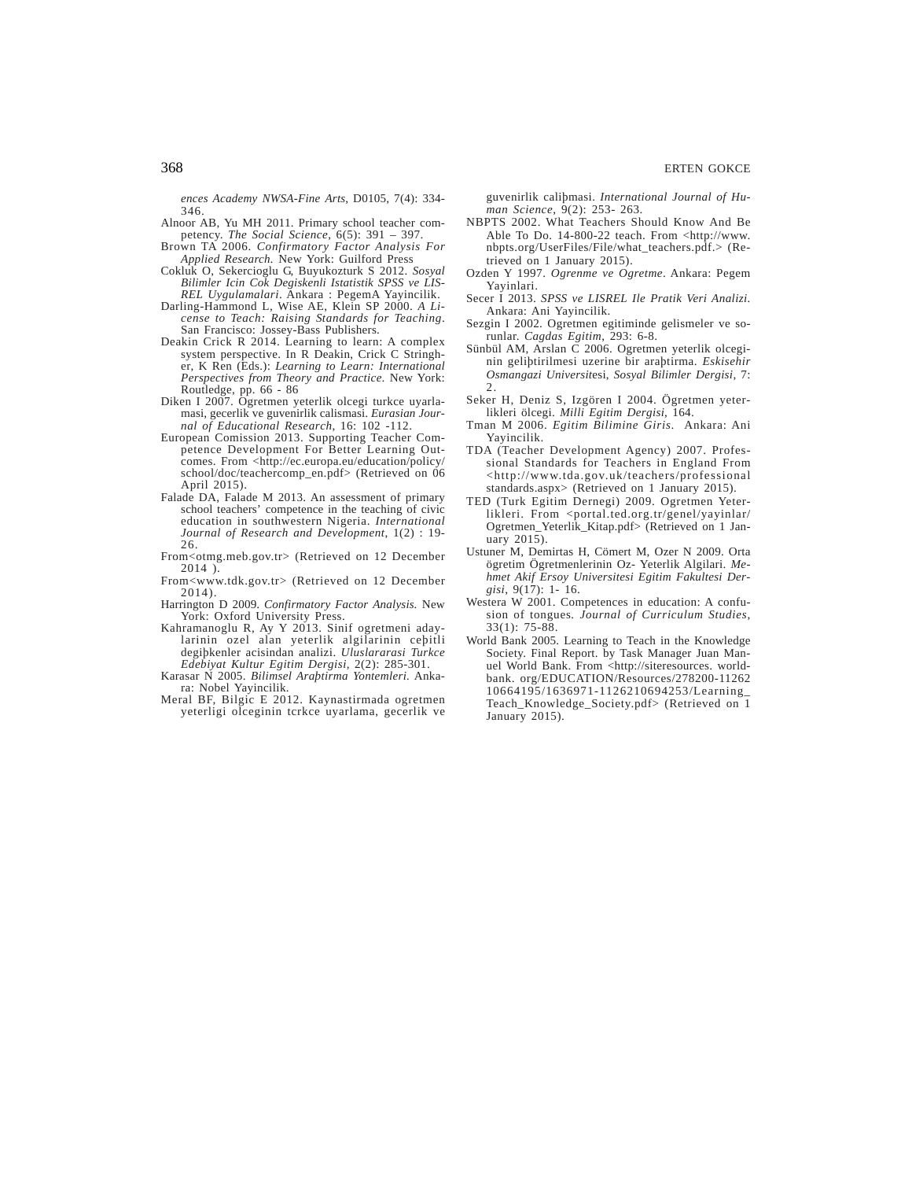*ences Academy NWSA-Fine Arts*, D0105, 7(4): 334-346.

Alnoor AB, Yu MH 2011. Primary school teacher competency. *The Social Science*, 6(5): 391 – 397.

Brown TA 2006. *Confirmatory Factor Analysis For Applied Research*. New York: Guilford Press

Cokluk O, Sekercioglu G, Buyukozturk S 2012. *Sosyal Bilimler Icin Cok Degiskenli Istatistik SPSS ve LISREL Uygulamalari*. Ankara : PegemA Yayincilik.

Darling-Hammond L, Wise AE, Klein SP 2000. *A License to Teach: Raising Standards for Teaching*. San Francisco: Jossey-Bass Publishers.

Deakin Crick R 2014. Learning to learn: A complex system perspective. In R Deakin, Crick C Stringher, K Ren (Eds.): *Learning to Learn: International Perspectives from Theory and Practice*. New York: Routledge, pp. 66 - 86

Diken I 2007. Ogretmen yeterlik olcegi turkce uyarlamasi, gecerlik ve guvenirlik calismasi. *Eurasian Journal of Educational Research*, 16: 102 -112.

European Comission 2013. Supporting Teacher Competence Development For Better Learning Outcomes. From <http://ec.europa.eu/education/policy/school/doc/teachercomp_en.pdf> (Retrieved on 06 April 2015).

Falade DA, Falade M 2013. An assessment of primary school teachers' competence in the teaching of civic education in southwestern Nigeria. *International Journal of Research and Development*, 1(2) : 19-26.

From<otmg.meb.gov.tr> (Retrieved on 12 December 2014 ).

From<www.tdk.gov.tr> (Retrieved on 12 December 2014).

Harrington D 2009. *Confirmatory Factor Analysis*. New York: Oxford University Press.

Kahramanoglu R, Ay Y 2013. Sinif ogretmeni adaylarinin ozel alan yeterlik algilarinin ceþitli degiþkenler acisindan analizi. *Uluslararasi Turkce Edebiyat Kultur Egitim Dergisi*, 2(2): 285-301.

Karasar N 2005. *Bilimsel Araþtirma Yontemleri*. Ankara: Nobel Yayincilik.

Meral BF, Bilgic E 2012. Kaynastirmada ogretmen yeterligi olceginin tcrkce uyarlama, gecerlik ve guvenirlik caliþmasi. *International Journal of Human Science*, 9(2): 253- 263.

NBPTS 2002. What Teachers Should Know And Be Able To Do. 14-800-22 teach. From <http://www.nbpts.org/UserFiles/File/what_teachers.pdf.> (Retrieved on 1 January 2015).

Ozden Y 1997. *Ogrenme ve Ogretme*. Ankara: Pegem Yayinlari.

Secer I 2013. *SPSS ve LISREL Ile Pratik Veri Analizi*. Ankara: Ani Yayincilik.

Sezgin I 2002. Ogretmen egitiminde gelismeler ve sorunlar. *Cagdas Egitim*, 293: 6-8.

Sünbül AM, Arslan C 2006. Ogretmen yeterlik olceginin geliþtirilmesi uzerine bir araþtirma. *Eskisehir Osmangazi Universitesi, Sosyal Bilimler Dergisi*, 7: 2.

Seker H, Deniz S, Izgören I 2004. Ögretmen yeterlikleri ölcegi. *Milli Egitim Dergisi*, 164.

Tman M 2006. *Egitim Bilimine Giris*. Ankara: Ani Yayincilik.

TDA (Teacher Development Agency) 2007. Professional Standards for Teachers in England From <http://www.tda.gov.uk/teachers/professional standards.aspx> (Retrieved on 1 January 2015).

TED (Turk Egitim Dernegi) 2009. Ogretmen Yeterlikleri. From <portal.ted.org.tr/genel/yayinlar/Ogretmen_Yeterlik_Kitap.pdf> (Retrieved on 1 January 2015).

Ustuner M, Demirtas H, Cömert M, Ozer N 2009. Orta ögretim Ögretmenlerinin Oz- Yeterlik Algilari. *Mehmet Akif Ersoy Universitesi Egitim Fakultesi Dergisi*, 9(17): 1- 16.

Westera W 2001. Competences in education: A confusion of tongues. *Journal of Curriculum Studies*, 33(1): 75-88.

World Bank 2005. Learning to Teach in the Knowledge Society. Final Report. by Task Manager Juan Manuel World Bank. From <http://siteresources. worldbank. org/EDUCATION/Resources/278200-11262 10664195/1636971-1126210694253/Learning_Teach_Knowledge_Society.pdf> (Retrieved on 1 January 2015).